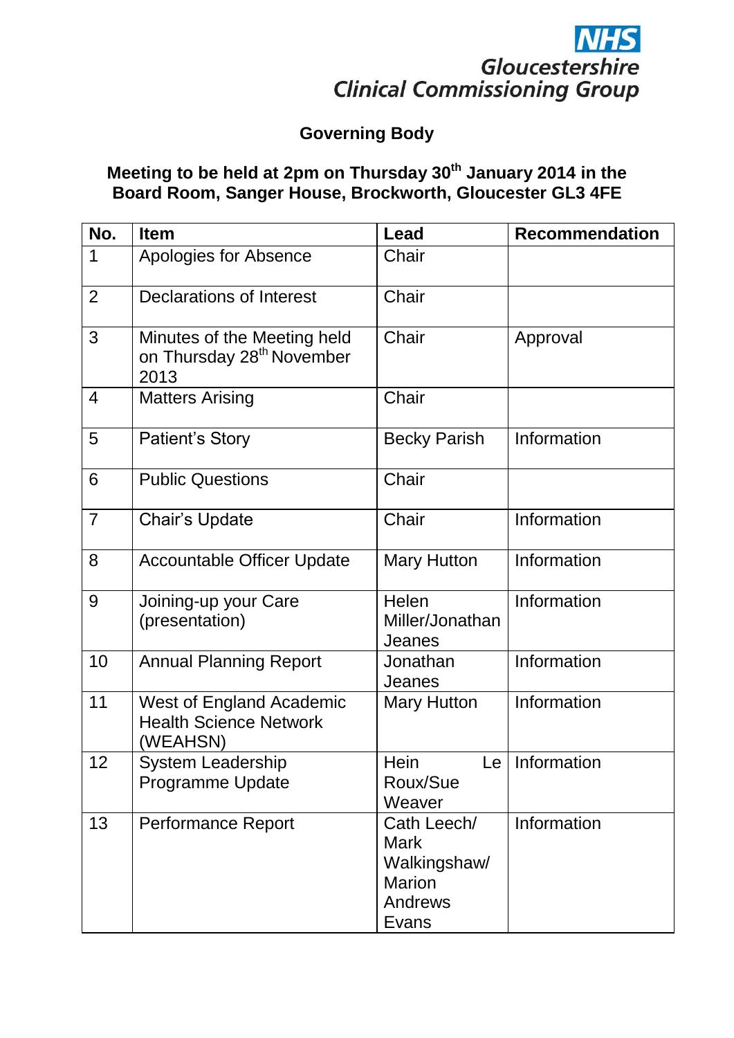NHS
Gloucestershire
Clinical Commissioning Group

## Governing Body

### Meeting to be held at 2pm on Thursday 30th January 2014 in the Board Room, Sanger House, Brockworth, Gloucester GL3 4FE

| No. | Item | Lead | Recommendation |
|---|---|---|---|
| 1 | Apologies for Absence | Chair | |
| 2 | Declarations of Interest | Chair | |
| 3 | Minutes of the Meeting held on Thursday 28th November 2013 | Chair | Approval |
| 4 | Matters Arising | Chair | |
| 5 | Patient's Story | Becky Parish | Information |
| 6 | Public Questions | Chair | |
| 7 | Chair's Update | Chair | Information |
| 8 | Accountable Officer Update | Mary Hutton | Information |
| 9 | Joining-up your Care (presentation) | Helen Miller/Jonathan Jeanes | Information |
| 10 | Annual Planning Report | Jonathan Jeanes | Information |
| 11 | West of England Academic Health Science Network (WEAHSN) | Mary Hutton | Information |
| 12 | System Leadership Programme Update | Hein Le Roux/Sue Weaver | Information |
| 13 | Performance Report | Cath Leech/ Mark Walkingshaw/ Marion Andrews Evans | Information |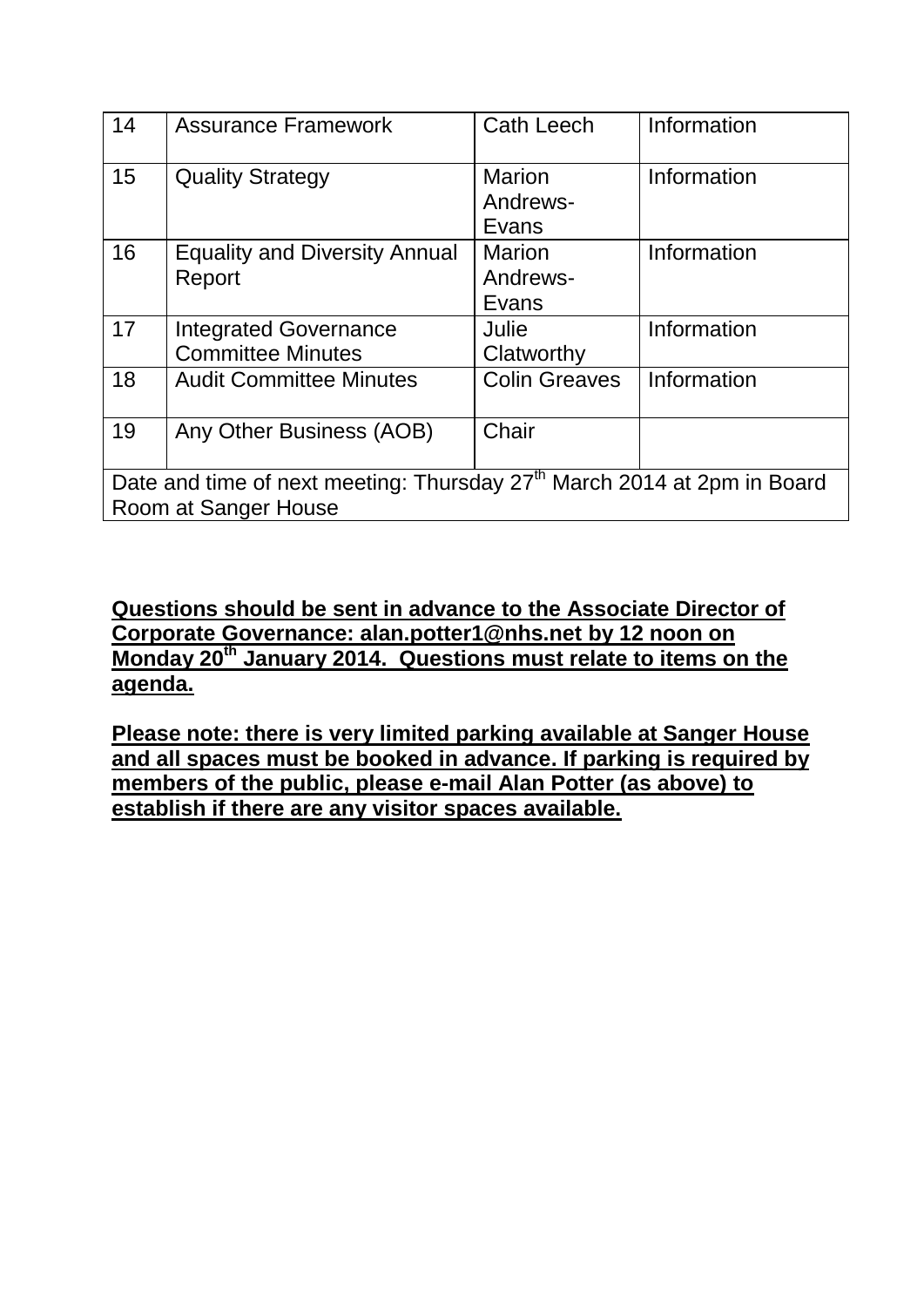| | | | |
|---|---|---|---|
| 14 | Assurance Framework | Cath Leech | Information |
| 15 | Quality Strategy | Marion Andrews-Evans | Information |
| 16 | Equality and Diversity Annual Report | Marion Andrews-Evans | Information |
| 17 | Integrated Governance Committee Minutes | Julie Clatworthy | Information |
| 18 | Audit Committee Minutes | Colin Greaves | Information |
| 19 | Any Other Business (AOB) | Chair | |
| Date and time of next meeting: Thursday 27th March 2014 at 2pm in Board Room at Sanger House | | | |

**Questions should be sent in advance to the Associate Director of Corporate Governance: alan.potter1@nhs.net by 12 noon on Monday 20th January 2014. Questions must relate to items on the agenda.**

**Please note: there is very limited parking available at Sanger House and all spaces must be booked in advance. If parking is required by members of the public, please e-mail Alan Potter (as above) to establish if there are any visitor spaces available.**